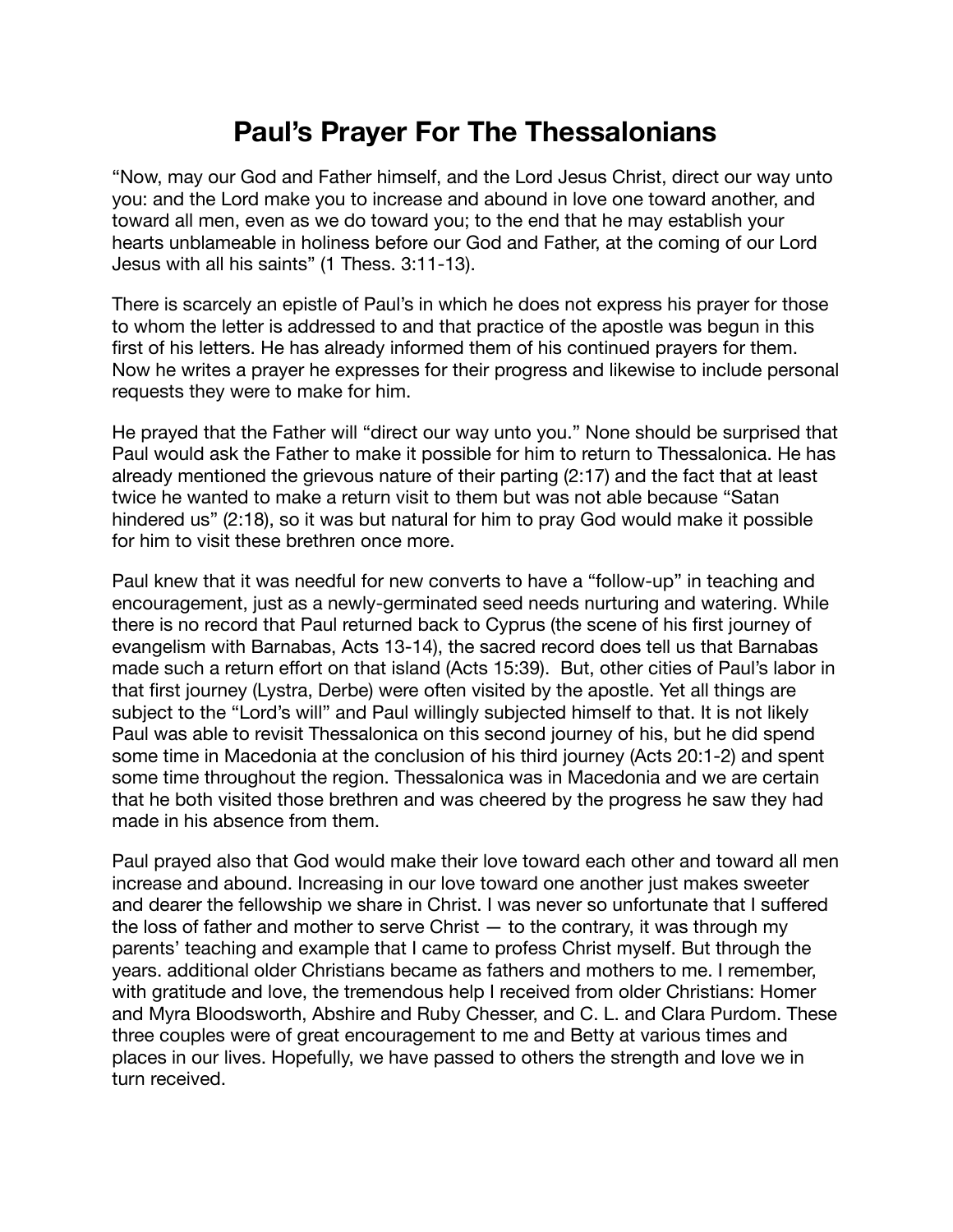# Paul's Prayer For The Thessalonians

"Now, may our God and Father himself, and the Lord Jesus Christ, direct our way unto you: and the Lord make you to increase and abound in love one toward another, and toward all men, even as we do toward you; to the end that he may establish your hearts unblameable in holiness before our God and Father, at the coming of our Lord Jesus with all his saints" (1 Thess. 3:11-13).

There is scarcely an epistle of Paul's in which he does not express his prayer for those to whom the letter is addressed to and that practice of the apostle was begun in this first of his letters. He has already informed them of his continued prayers for them. Now he writes a prayer he expresses for their progress and likewise to include personal requests they were to make for him.

He prayed that the Father will "direct our way unto you." None should be surprised that Paul would ask the Father to make it possible for him to return to Thessalonica. He has already mentioned the grievous nature of their parting (2:17) and the fact that at least twice he wanted to make a return visit to them but was not able because "Satan hindered us" (2:18), so it was but natural for him to pray God would make it possible for him to visit these brethren once more.

Paul knew that it was needful for new converts to have a "follow-up" in teaching and encouragement, just as a newly-germinated seed needs nurturing and watering. While there is no record that Paul returned back to Cyprus (the scene of his first journey of evangelism with Barnabas, Acts 13-14), the sacred record does tell us that Barnabas made such a return effort on that island (Acts 15:39). But, other cities of Paul's labor in that first journey (Lystra, Derbe) were often visited by the apostle. Yet all things are subject to the "Lord's will" and Paul willingly subjected himself to that. It is not likely Paul was able to revisit Thessalonica on this second journey of his, but he did spend some time in Macedonia at the conclusion of his third journey (Acts 20:1-2) and spent some time throughout the region. Thessalonica was in Macedonia and we are certain that he both visited those brethren and was cheered by the progress he saw they had made in his absence from them.

Paul prayed also that God would make their love toward each other and toward all men increase and abound. Increasing in our love toward one another just makes sweeter and dearer the fellowship we share in Christ. I was never so unfortunate that I suffered the loss of father and mother to serve Christ — to the contrary, it was through my parents' teaching and example that I came to profess Christ myself. But through the years. additional older Christians became as fathers and mothers to me. I remember, with gratitude and love, the tremendous help I received from older Christians: Homer and Myra Bloodsworth, Abshire and Ruby Chesser, and C. L. and Clara Purdom. These three couples were of great encouragement to me and Betty at various times and places in our lives. Hopefully, we have passed to others the strength and love we in turn received.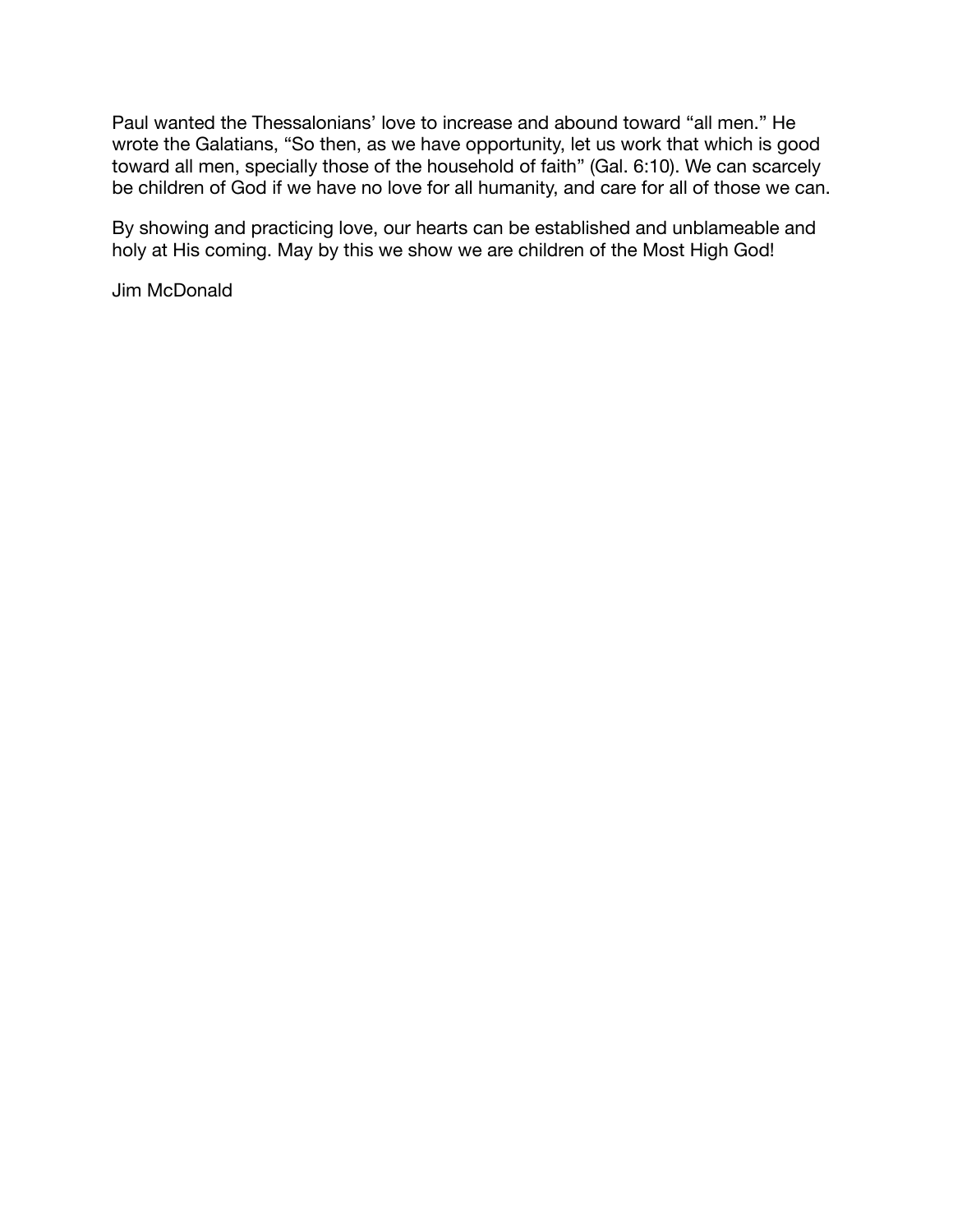Paul wanted the Thessalonians' love to increase and abound toward "all men." He wrote the Galatians, "So then, as we have opportunity, let us work that which is good toward all men, specially those of the household of faith" (Gal. 6:10). We can scarcely be children of God if we have no love for all humanity, and care for all of those we can.

By showing and practicing love, our hearts can be established and unblameable and holy at His coming. May by this we show we are children of the Most High God!

Jim McDonald